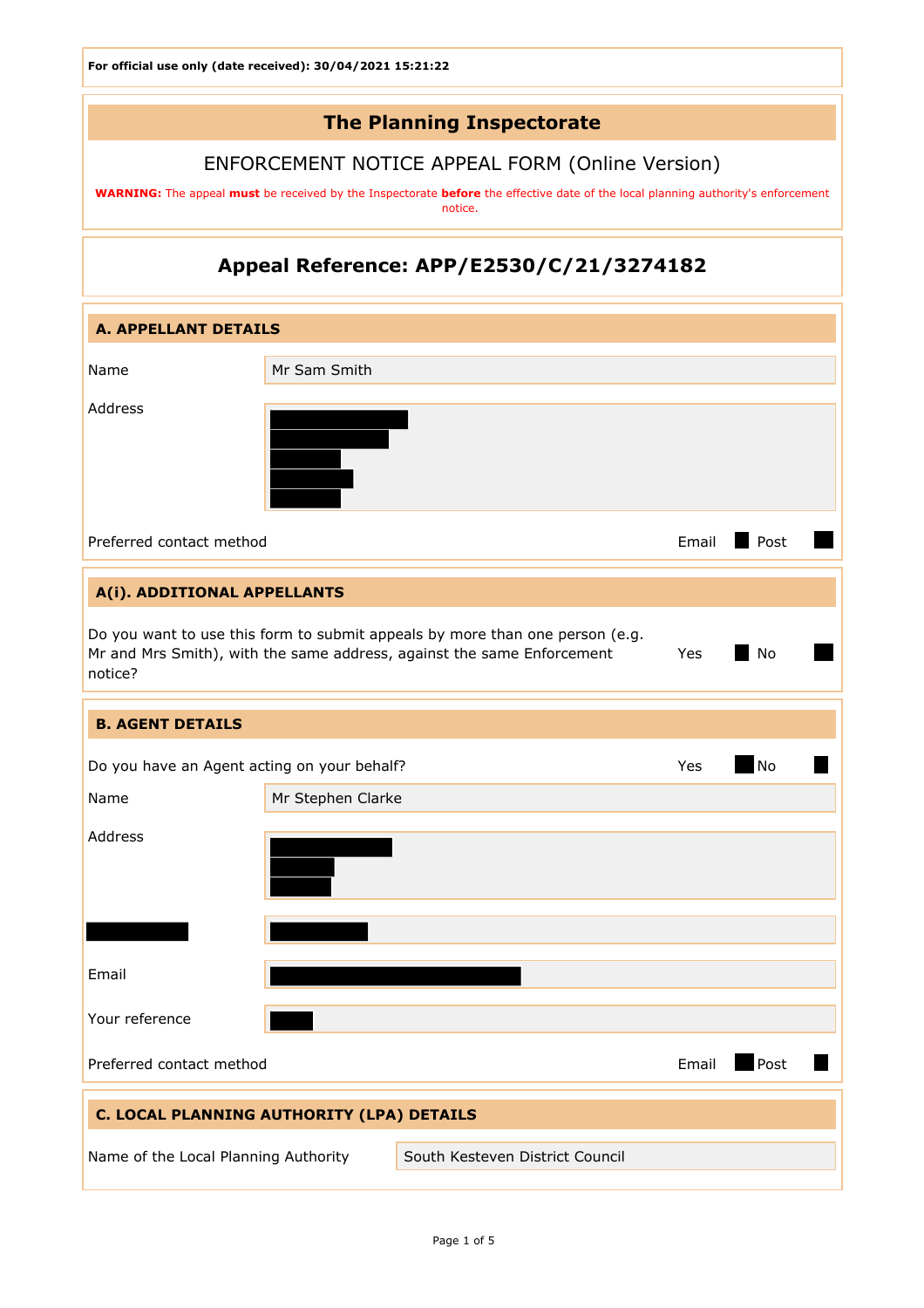For official use only (date received): 30/04/2021 15:21:22

# The Planning Inspectorate

## ENFORCEMENT NOTICE APPEAL FORM (Online Version)

**WARNING:** The appeal **must** be received by the Inspectorate **before** the effective date of the local planning authority's enforcement notice.

## Appeal Reference: APP/E2530/C/21/3274182

### A. APPELLANT DETAILS

| | |
|---|---|
| Name | Mr Sam Smith |
| Address | █████ |

Preferred contact method: Email ■ Post ■

### A(i). ADDITIONAL APPELLANTS

Do you want to use this form to submit appeals by more than one person (e.g. Mr and Mrs Smith), with the same address, against the same Enforcement notice? Yes ■ No ■

### B. AGENT DETAILS

Do you have an Agent acting on your behalf? Yes ■ No ■

| | |
|---|---|
| Name | Mr Stephen Clarke |
| Address | █████ |
| █████ | █████ |
| Email | █████ |
| Your reference | █████ |

Preferred contact method: Email ■ Post ■

### C. LOCAL PLANNING AUTHORITY (LPA) DETAILS

| | |
|---|---|
| Name of the Local Planning Authority | South Kesteven District Council |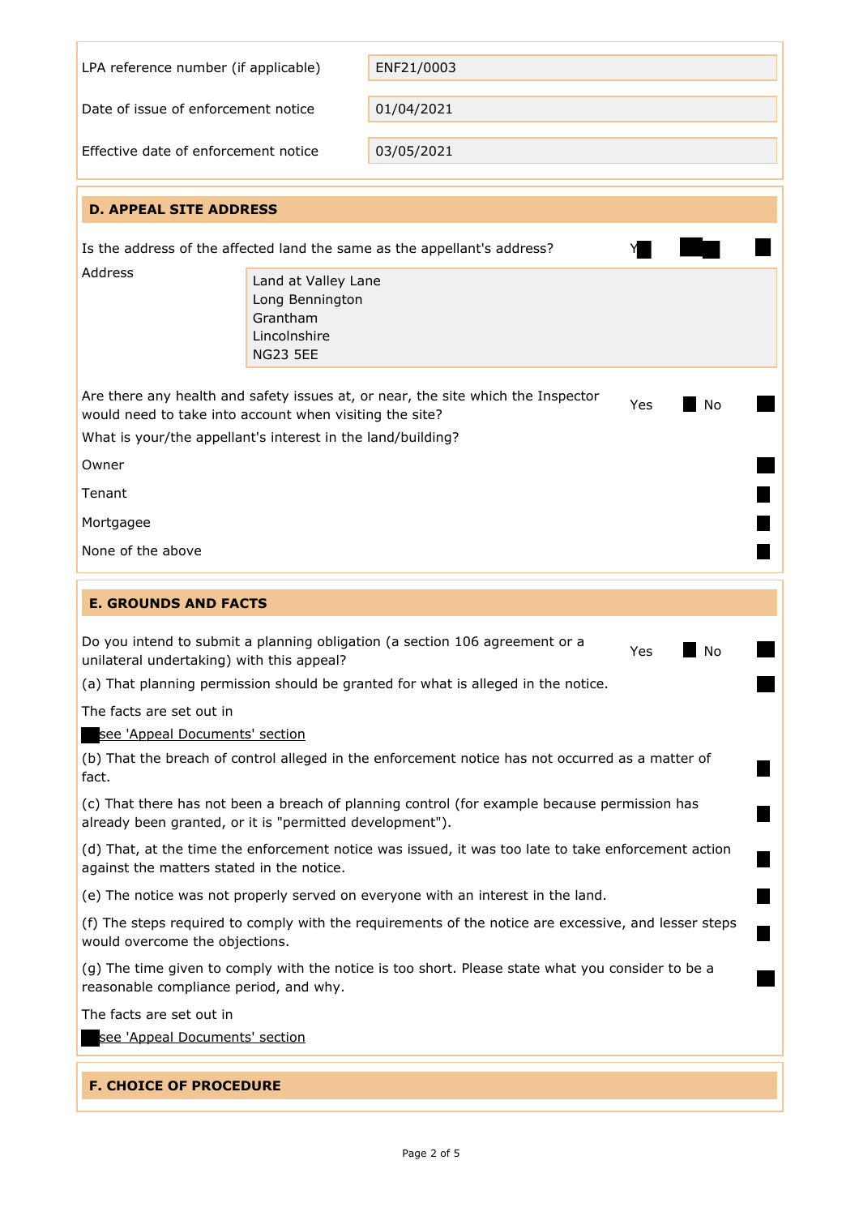| | |
|---|---|
| LPA reference number (if applicable) | ENF21/0003 |
| Date of issue of enforcement notice | 01/04/2021 |
| Effective date of enforcement notice | 03/05/2021 |

## D. APPEAL SITE ADDRESS

Is the address of the affected land the same as the appellant's address? Yes ■ No ■

Address

Land at Valley Lane
Long Bennington
Grantham
Lincolnshire
NG23 5EE

Are there any health and safety issues at, or near, the site which the Inspector would need to take into account when visiting the site? Yes ■ No ■

What is your/the appellant's interest in the land/building?

- Owner ■
- Tenant ■
- Mortgagee ■
- None of the above ■

## E. GROUNDS AND FACTS

Do you intend to submit a planning obligation (a section 106 agreement or a unilateral undertaking) with this appeal? Yes ■ No ■

(a) That planning permission should be granted for what is alleged in the notice. ■

The facts are set out in

■ see 'Appeal Documents' section

(b) That the breach of control alleged in the enforcement notice has not occurred as a matter of fact. ■

(c) That there has not been a breach of planning control (for example because permission has already been granted, or it is "permitted development"). ■

(d) That, at the time the enforcement notice was issued, it was too late to take enforcement action against the matters stated in the notice. ■

(e) The notice was not properly served on everyone with an interest in the land. ■

(f) The steps required to comply with the requirements of the notice are excessive, and lesser steps would overcome the objections. ■

(g) The time given to comply with the notice is too short. Please state what you consider to be a reasonable compliance period, and why. ■

The facts are set out in

■ see 'Appeal Documents' section

## F. CHOICE OF PROCEDURE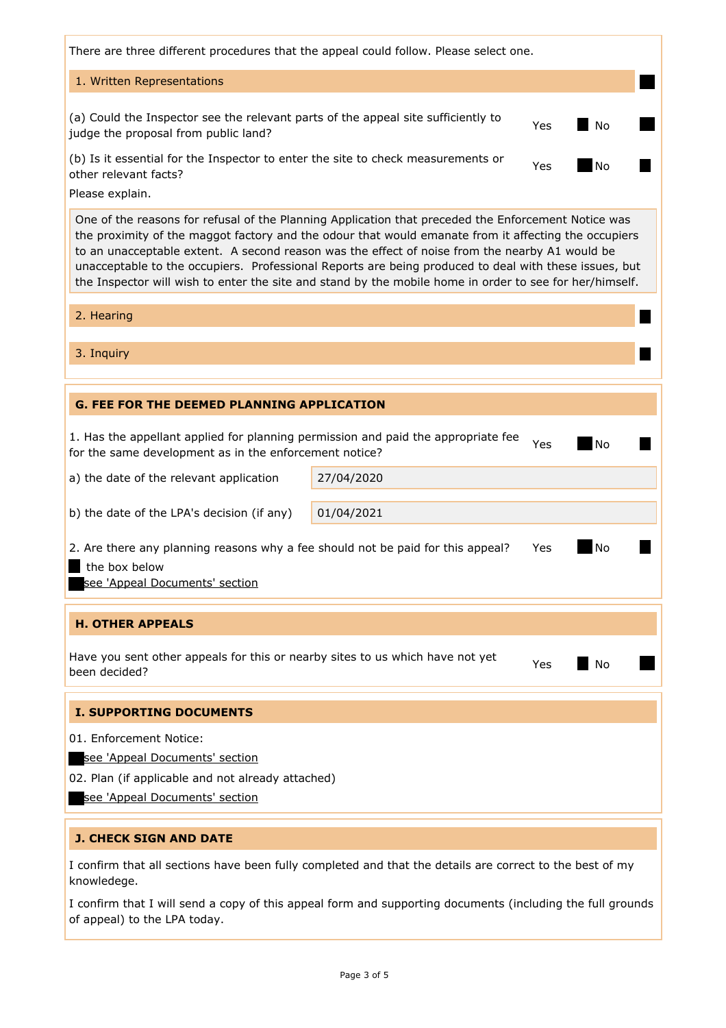There are three different procedures that the appeal could follow. Please select one.

**1. Written Representations** ■

(a) Could the Inspector see the relevant parts of the appeal site sufficiently to judge the proposal from public land? Yes ■ No ■

(b) Is it essential for the Inspector to enter the site to check measurements or other relevant facts? Yes ■ No ■

Please explain.

> One of the reasons for refusal of the Planning Application that preceded the Enforcement Notice was the proximity of the maggot factory and the odour that would emanate from it affecting the occupiers to an unacceptable extent. A second reason was the effect of noise from the nearby A1 would be unacceptable to the occupiers. Professional Reports are being produced to deal with these issues, but the Inspector will wish to enter the site and stand by the mobile home in order to see for her/himself.

**2. Hearing** ■

**3. Inquiry** ■

## G. FEE FOR THE DEEMED PLANNING APPLICATION

1. Has the appellant applied for planning permission and paid the appropriate fee for the same development as in the enforcement notice? Yes ■ No ■

| | |
|---|---|
| a) the date of the relevant application | 27/04/2020 |
| b) the date of the LPA's decision (if any) | 01/04/2021 |

2. Are there any planning reasons why a fee should not be paid for this appeal? Yes ■ No ■

■ the box below

■ see 'Appeal Documents' section

## H. OTHER APPEALS

Have you sent other appeals for this or nearby sites to us which have not yet been decided? Yes ■ No ■

## I. SUPPORTING DOCUMENTS

01. Enforcement Notice:

■ see 'Appeal Documents' section

02. Plan (if applicable and not already attached)

■ see 'Appeal Documents' section

## J. CHECK SIGN AND DATE

I confirm that all sections have been fully completed and that the details are correct to the best of my knowledege.

I confirm that I will send a copy of this appeal form and supporting documents (including the full grounds of appeal) to the LPA today.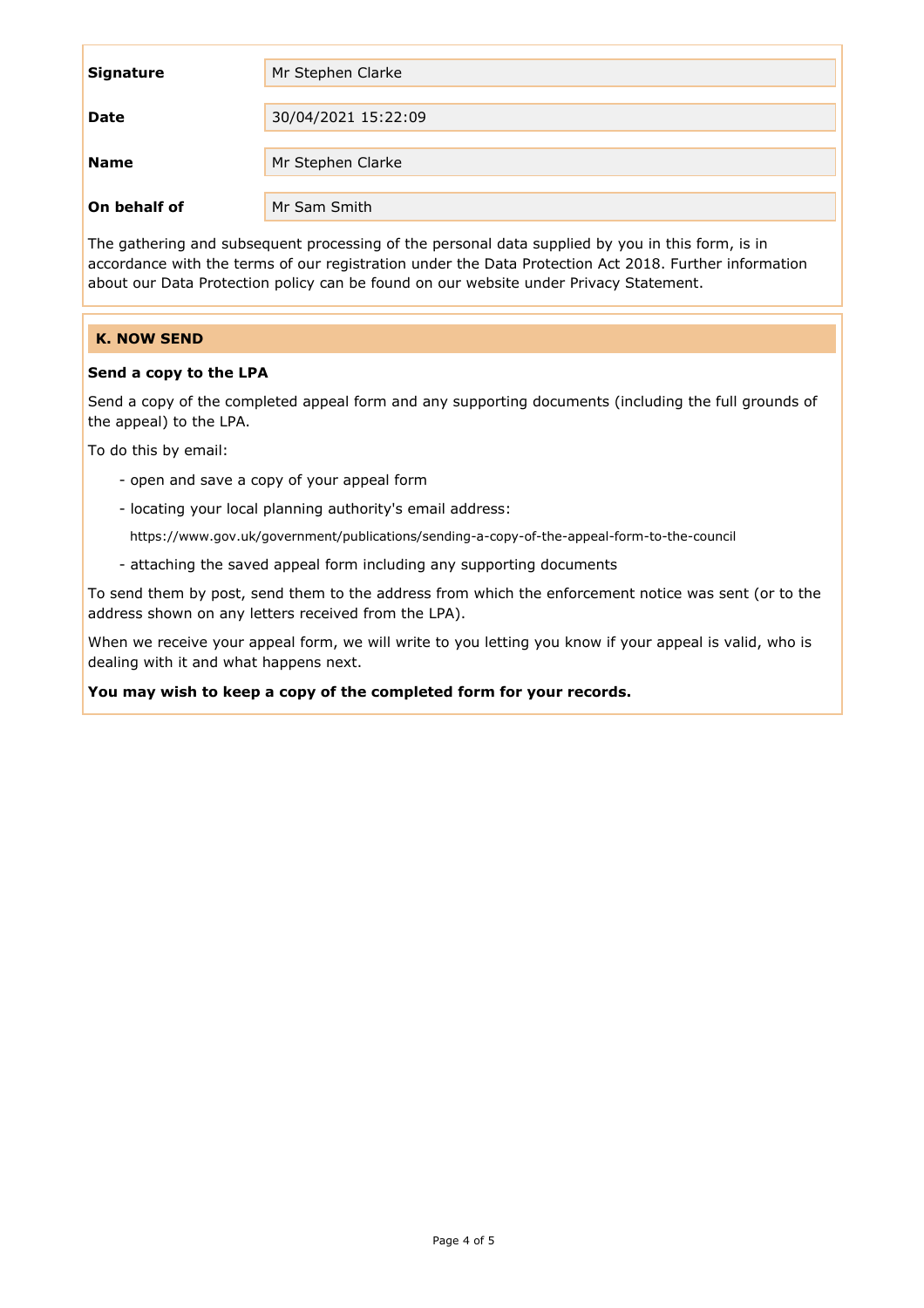| | |
|---|---|
| **Signature** | Mr Stephen Clarke |
| **Date** | 30/04/2021 15:22:09 |
| **Name** | Mr Stephen Clarke |
| **On behalf of** | Mr Sam Smith |

The gathering and subsequent processing of the personal data supplied by you in this form, is in accordance with the terms of our registration under the Data Protection Act 2018. Further information about our Data Protection policy can be found on our website under Privacy Statement.

## K. NOW SEND

**Send a copy to the LPA**

Send a copy of the completed appeal form and any supporting documents (including the full grounds of the appeal) to the LPA.

To do this by email:

- open and save a copy of your appeal form
- locating your local planning authority's email address:
  https://www.gov.uk/government/publications/sending-a-copy-of-the-appeal-form-to-the-council
- attaching the saved appeal form including any supporting documents

To send them by post, send them to the address from which the enforcement notice was sent (or to the address shown on any letters received from the LPA).

When we receive your appeal form, we will write to you letting you know if your appeal is valid, who is dealing with it and what happens next.

**You may wish to keep a copy of the completed form for your records.**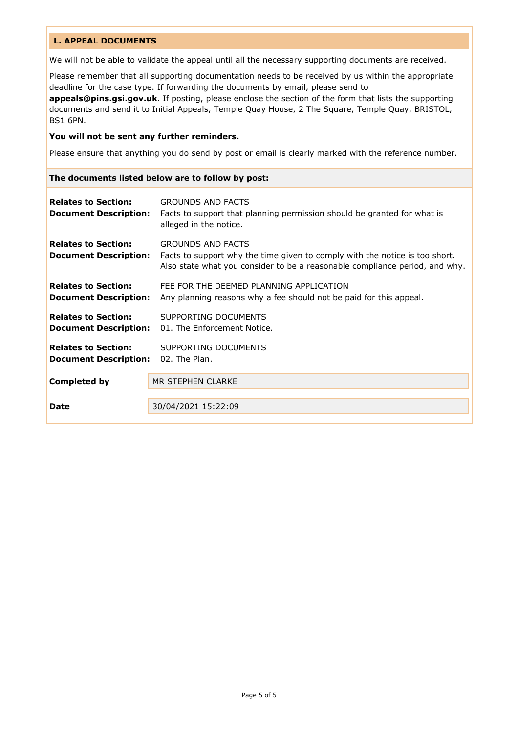## L. APPEAL DOCUMENTS

We will not be able to validate the appeal until all the necessary supporting documents are received.

Please remember that all supporting documentation needs to be received by us within the appropriate deadline for the case type. If forwarding the documents by email, please send to **appeals@pins.gsi.gov.uk**. If posting, please enclose the section of the form that lists the supporting documents and send it to Initial Appeals, Temple Quay House, 2 The Square, Temple Quay, BRISTOL, BS1 6PN.

**You will not be sent any further reminders.**

Please ensure that anything you do send by post or email is clearly marked with the reference number.

**The documents listed below are to follow by post:**

| | |
|---|---|
| **Relates to Section:** | GROUNDS AND FACTS |
| **Document Description:** | Facts to support that planning permission should be granted for what is alleged in the notice. |
| **Relates to Section:** | GROUNDS AND FACTS |
| **Document Description:** | Facts to support why the time given to comply with the notice is too short. Also state what you consider to be a reasonable compliance period, and why. |
| **Relates to Section:** | FEE FOR THE DEEMED PLANNING APPLICATION |
| **Document Description:** | Any planning reasons why a fee should not be paid for this appeal. |
| **Relates to Section:** | SUPPORTING DOCUMENTS |
| **Document Description:** | 01. The Enforcement Notice. |
| **Relates to Section:** | SUPPORTING DOCUMENTS |
| **Document Description:** | 02. The Plan. |

| | |
|---|---|
| **Completed by** | MR STEPHEN CLARKE |
| **Date** | 30/04/2021 15:22:09 |